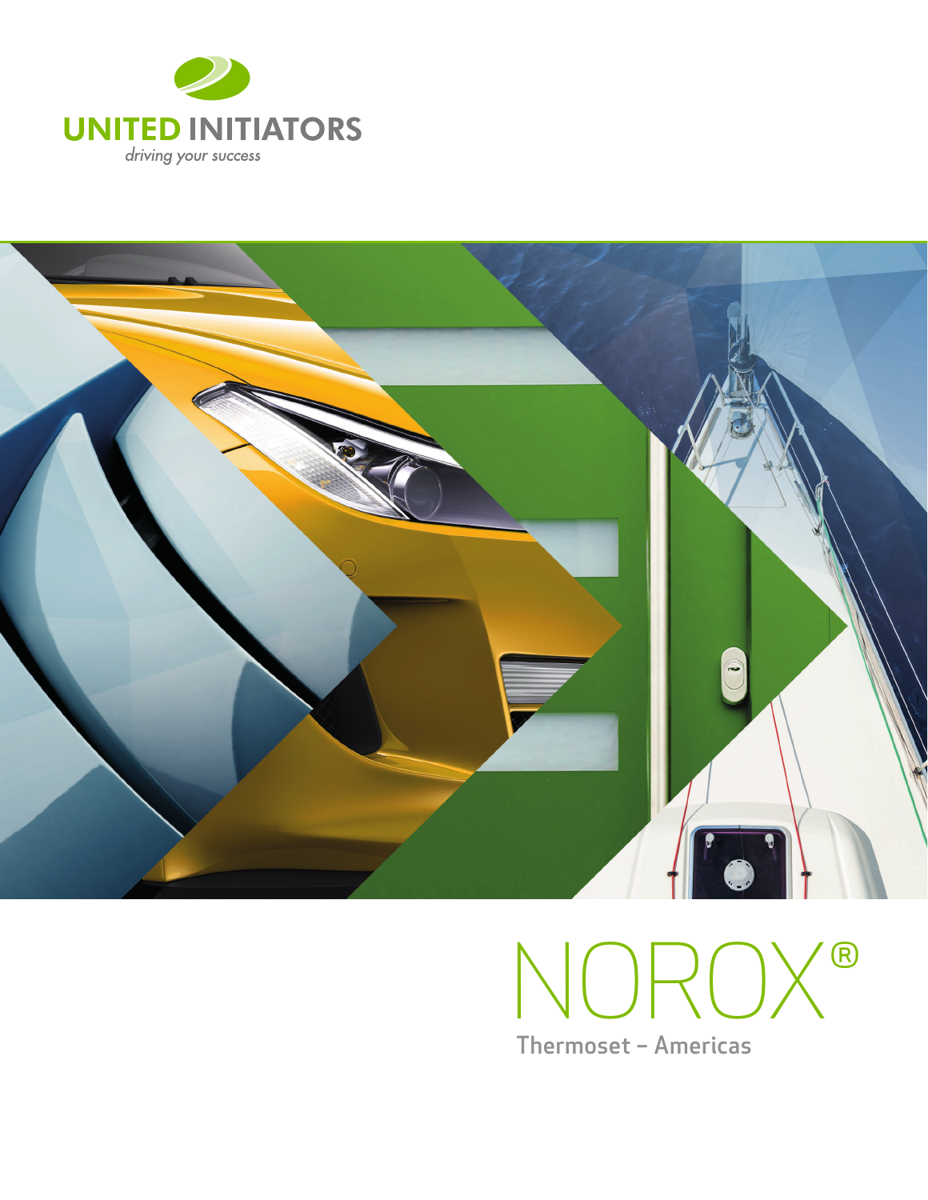UNITED INITIATORS

*driving your success*

# NOROX®

## Thermoset – Americas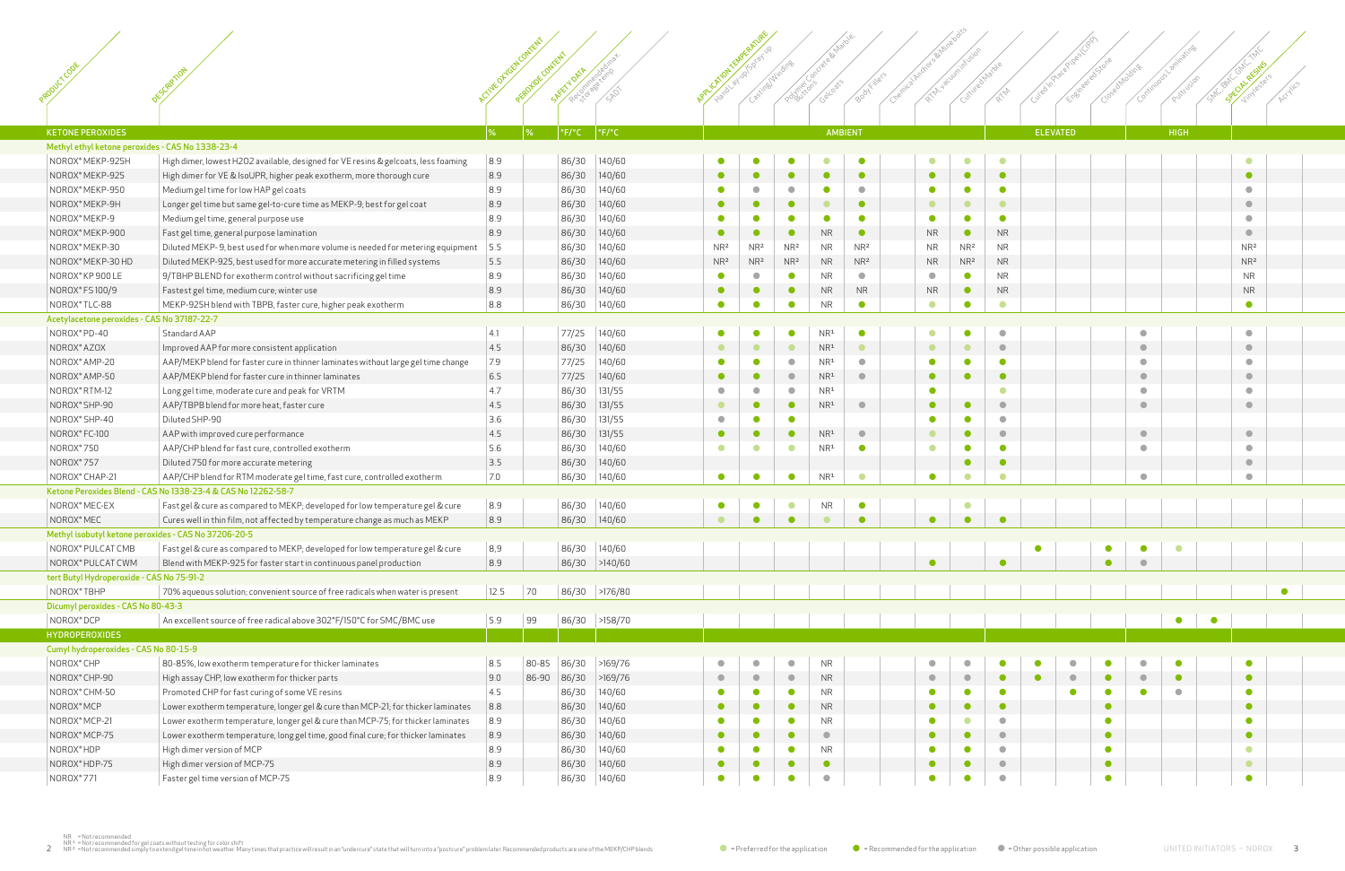| Product Code | Description | Active Oxygen Content | Peroxide Content | Safety Data: Recommended max. storage temp. | SADT | Hand Lay-up/Spray-up | Casting/Winding | Polymer Concrete & Marble Buttons | Gelcoats | Body Fillers | Chemical Anchors & Mine bolts | RTM vacuum infusion | Cultured Marble | RTM | Cured in Place Pipes (CIPP) | Engineered Stone | Closed Molding | Continuous Laminating | Pultrusion | SMC, BMC, GMC, TMC | Special Resins: Vinylesters | Acrylics |
|---|---|---|---|---|---|---|---|---|---|---|---|---|---|---|---|---|---|---|---|---|---|---|
| | | | | | | Application Temperature: AMBIENT | | | | | | | | ELEVATED | | | | HIGH | | | | |
| **KETONE PEROXIDES** | | % | % | °F/°C | °F/°C | | | | | | | | | | | | | | | | | |
| **Methyl ethyl ketone peroxides - CAS No 1338-23-4** | | | | | | | | | | | | | | | | | | | | | | |
| NOROX® MEKP-925H | High dimer, lowest H2O2 available, designed for VE resins & gelcoats, less foaming | 8.9 | | 86/30 | 140/60 | R | R | R | P | R | | P | P | P | | | | | | | P | |
| NOROX® MEKP-925 | High dimer for VE & IsoUPR, higher peak exotherm, more thorough cure | 8.9 | | 86/30 | 140/60 | R | R | R | R | R | | R | R | R | | | | | | | R | |
| NOROX® MEKP-950 | Medium gel time for low HAP gel coats | 8.9 | | 86/30 | 140/60 | R | O | O | R | O | | R | R | R | | | | | | | O | |
| NOROX® MEKP-9H | Longer gel time but same gel-to-cure time as MEKP-9; best for gel coat | 8.9 | | 86/30 | 140/60 | R | R | R | P | R | | P | P | P | | | | | | | O | |
| NOROX® MEKP-9 | Medium gel time, general purpose use | 8.9 | | 86/30 | 140/60 | R | R | R | R | R | | R | R | R | | | | | | | O | |
| NOROX® MEKP-900 | Fast gel time, general purpose lamination | 8.9 | | 86/30 | 140/60 | R | R | R | NR | R | | NR | R | NR | | | | | | | O | |
| NOROX® MEKP-30 | Diluted MEKP-9, best used for when more volume is needed for metering equipment | 5.5 | | 86/30 | 140/60 | NR[2] | NR[2] | NR[2] | NR | NR[2] | | NR | NR[2] | NR | | | | | | | NR[2] | |
| NOROX® MEKP-30 HD | Diluted MEKP-925, best used for more accurate metering in filled systems | 5.5 | | 86/30 | 140/60 | NR[2] | NR[2] | NR[2] | NR | NR[2] | | NR | NR[2] | NR | | | | | | | NR[2] | |
| NOROX® KP 900 LE | 9/TBHP BLEND for exotherm control without sacrificing gel time | 8.9 | | 86/30 | 140/60 | R | O | R | NR | O | | O | R | NR | | | | | | | NR | |
| NOROX® FS 100/9 | Fastest gel time, medium cure; winter use | 8.9 | | 86/30 | 140/60 | R | R | R | NR | NR | | NR | R | NR | | | | | | | NR | |
| NOROX® TLC-88 | MEKP-925H blend with TBPB, faster cure, higher peak exotherm | 8.8 | | 86/30 | 140/60 | R | R | R | NR | R | | P | R | P | | | | | | | R | |
| **Acetylacetone peroxides - CAS No 37187-22-7** | | | | | | | | | | | | | | | | | | | | | | |
| NOROX® PD-40 | Standard AAP | 4.1 | | 77/25 | 140/60 | R | R | R | NR[1] | R | | P | R | O | | | | O | | | O | |
| NOROX® AZOX | Improved AAP for more consistent application | 4.5 | | 86/30 | 140/60 | P | P | P | NR[1] | P | | P | P | O | | | | O | | | O | |
| NOROX® AMP-20 | AAP/MEKP blend for faster cure in thinner laminates without large gel time change | 7.9 | | 77/25 | 140/60 | R | R | O | NR[1] | O | | R | R | R | | | | O | | | O | |
| NOROX® AMP-50 | AAP/MEKP blend for faster cure in thinner laminates | 6.5 | | 77/25 | 140/60 | R | R | R | NR[1] | O | | R | R | R | | | | O | | | O | |
| NOROX® RTM-12 | Long gel time, moderate cure and peak for VRTM | 4.7 | | 86/30 | 131/55 | O | O | O | NR[1] | | | R | | P | | | | O | | | O | |
| NOROX® SHP-90 | AAP/TBPB blend for more heat, faster cure | 4.5 | | 86/30 | 131/55 | P | R | R | NR[1] | O | | R | R | O | | | | O | | | O | |
| NOROX® SHP-40 | Diluted SHP-90 | 3.6 | | 86/30 | 131/55 | O | R | R | | | | R | R | O | | | | | | | | |
| NOROX® FC-100 | AAP with improved cure performance | 4.5 | | 86/30 | 131/55 | R | R | R | NR[1] | O | | P | R | O | | | | O | | | O | |
| NOROX® 750 | AAP/CHP blend for fast cure, controlled exotherm | 5.6 | | 86/30 | 140/60 | R | P | P | NR[1] | R | | P | R | R | | | | O | | | O | |
| NOROX® 757 | Diluted 750 for more accurate metering | 3.5 | | 86/30 | 140/60 | | | | | | | | R | R | | | | | | | O | |
| NOROX® CHAP-21 | AAP/CHP blend for RTM moderate gel time, fast cure, controlled exotherm | 7.0 | | 86/30 | 140/60 | R | R | R | NR[1] | P | | R | P | P | | | | O | | | O | |
| **Ketone Peroxides Blend - CAS No 1338-23-4 & CAS No 12262-58-7** | | | | | | | | | | | | | | | | | | | | | | |
| NOROX® MEC-EX | Fast gel & cure as compared to MEKP; developed for low temperature gel & cure | 8.9 | | 86/30 | 140/60 | R | R | P | NR | R | | | P | | | | | | | | | |
| NOROX® MEC | Cures well in thin film, not affected by temperature change as much as MEKP | 8.9 | | 86/30 | 140/60 | P | R | R | P | R | | R | R | R | | | | | | | | |
| **Methyl isobutyl ketone peroxides - CAS No 37206-20-5** | | | | | | | | | | | | | | | | | | | | | | |
| NOROX® PULCAT CMB | Fast gel & cure as compared to MEKP; developed for low temperature gel & cure | 8,9 | | 86/30 | 140/60 | | | | | | | | | | R | | R | R | P | | | |
| NOROX® PULCAT CWM | Blend with MEKP-925 for faster start in continuous panel production | 8.9 | | 86/30 | >140/60 | | | | | | | R | | R | | | R | O | | | | |
| **tert Butyl Hydroperoxide - CAS No 75-91-2** | | | | | | | | | | | | | | | | | | | | | | |
| NOROX® TBHP | 70% aqueous solution; convenient source of free radicals when water is present | 12.5 | 70 | 86/30 | >176/80 | | | | | | | | | | | | | | | | | R |
| **Dicumyl peroxides - CAS No 80-43-3** | | | | | | | | | | | | | | | | | | | | | | |
| NOROX® DCP | An excellent source of free radical above 302°F/150°C for SMC/BMC use | 5.9 | 99 | 86/30 | >158/70 | | | | | | | | | | | | | | R | R | | |
| **HYDROPEROXIDES** | | | | | | | | | | | | | | | | | | | | | | |
| **Cumyl hydroperoxides - CAS No 80-15-9** | | | | | | | | | | | | | | | | | | | | | | |
| NOROX® CHP | 80-85%, low exotherm temperature for thicker laminates | 8.5 | 80-85 | 86/30 | >169/76 | O | O | O | NR | | | O | O | R | R | O | R | O | R | | R | |
| NOROX® CHP-90 | High assay CHP, low exotherm for thicker parts | 9.0 | 86-90 | 86/30 | >169/76 | O | O | O | NR | | | O | O | R | R | O | R | O | R | | R | |
| NOROX® CHM-50 | Promoted CHP for fast curing of some VE resins | 4.5 | | 86/30 | 140/60 | R | R | R | NR | | | R | R | R | | R | R | R | O | | R | |
| NOROX® MCP | Lower exotherm temperature, longer gel & cure than MCP-21; for thicker laminates | 8.8 | | 86/30 | 140/60 | R | R | R | NR | | | R | R | R | | | R | | | | R | |
| NOROX® MCP-21 | Lower exotherm temperature, longer gel & cure than MCP-75; for thicker laminates | 8.9 | | 86/30 | 140/60 | R | R | R | NR | | | R | P | O | | | R | | | | R | |
| NOROX® MCP-75 | Lower exotherm temperature, long gel time, good final cure; for thicker laminates | 8.9 | | 86/30 | 140/60 | R | R | R | O | | | R | R | O | | | R | | | | R | |
| NOROX® HDP | High dimer version of MCP | 8.9 | | 86/30 | 140/60 | R | R | R | NR | | | R | R | O | | | R | | | | P | |
| NOROX® HDP-75 | High dimer version of MCP-75 | 8.9 | | 86/30 | 140/60 | R | R | R | R | | | R | R | O | | | R | | | | P | |
| NOROX® 771 | Faster gel time version of MCP-75 | 8.9 | | 86/30 | 140/60 | R | R | R | O | | | R | R | O | | | R | | | | R | |

NR = Not recommended
NR[1] = Not recommended for gel coats without testing for color shift
NR[2] = Not recommended simply to extend gel time in hot weather. Many times that practice will result in an "undercure" state that will turn into a "postcure" problem later. Recommended products are one of the MEKP/CHP blends

P = Preferred for the application
R = Recommended for the application
O = Other possible application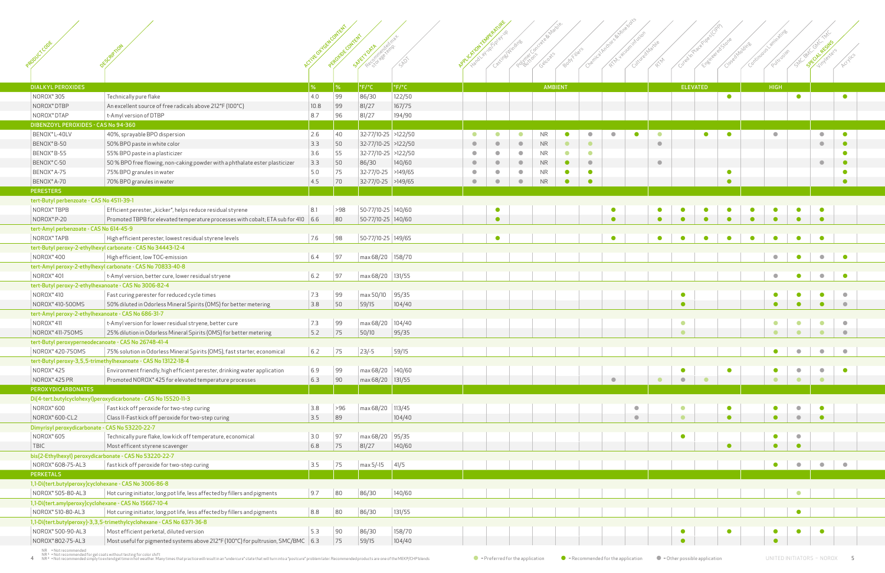| Product Code | Description | Active Oxygen Content | Peroxide Content | Safety Data: Recommended max. storage temp. | SADT | Hand Lay-up/Spray-up | Casting/Winding | Polymer Concrete & Marble, Buttons | Gelcoats | Body Fillers | Chemical Anchors & Mine bolts | RTM, vacuum infusion | Cultured Marble | RTM | Cured In Place Pipes (CIPP) | Engineered Stone | Closed Molding | Continuous Laminating | Pultrusion | SMC, BMC, GMC, TMC | Special Resins: Vinylesters | Special Resins: Acrylics |
|---|---|---|---|---|---|---|---|---|---|---|---|---|---|---|---|---|---|---|---|---|---|---|
| | | | | | | Application Temperature: AMBIENT | | | | | | | | ELEVATED | | | | HIGH | | | | |
| **DIALKYL PEROXIDES** | | % | % | °F/°C | °F/°C | | | | | | | | | | | | | | | | | |
| NOROX® 305 | Technically pure flake | 4.0 | 99 | 86/30 | 122/50 | | | | | | | | | | | | R | | | R | | R |
| NOROX® DTBP | An excellent source of free radicals above 212°F (100°C) | 10.8 | 99 | 81/27 | 167/75 | | | | | | | | | | | | | | | | | |
| NOROX® DTAP | t-Amyl version of DTBP | 8.7 | 96 | 81/27 | 194/90 | | | | | | | | | | | | | | | | | |
| **DIBENZOYL PEROXIDES - CAS No 94-360** | | | | | | | | | | | | | | | | | | | | | | |
| BENOX® L-40LV | 40%, sprayable BPO dispersion | 2.6 | 40 | 32-77/10-25 | >122/50 | P | P | P | NR | R | O | O | R | P | | R | R | | O | | O | R |
| BENOX® B-50 | 50% BPO paste in white color | 3.3 | 50 | 32-77/10-25 | >122/50 | O | O | O | NR | P | P | | | O | | | | | | | O | R |
| BENOX® B-55 | 55% BPO paste in a plasticizer | 3.6 | 55 | 32-77/10-25 | >122/50 | O | O | O | NR | P | P | | | | | | | | | | | R |
| BENOX® C-50 | 50 % BPO free flowing, non-caking powder with a phthalate ester plasticizer | 3.3 | 50 | 86/30 | 140/60 | O | O | O | NR | R | O | | | O | | | | | | | O | R |
| BENOX® A-75 | 75% BPO granules in water | 5.0 | 75 | 32-77/0-25 | >149/65 | O | O | O | NR | R | R | | | | | | R | | | | | R |
| BENOX® A-70 | 70% BPO granules in water | 4.5 | 70 | 32-77/0-25 | >149/65 | O | O | O | NR | R | R | | | | | | R | | | | | R |
| **PERESTERS** | | | | | | | | | | | | | | | | | | | | | | |
| *tert-Butyl perbenzoate - CAS No 4511-39-1* | | | | | | | | | | | | | | | | | | | | | | |
| NOROX® TBPB | Efficient perester, „kicker", helps reduce residual styrene | 8.1 | >98 | 50-77/10-25 | 140/60 | | R | | | | | R | | R | R | R | R | R | R | R | R | |
| NOROX® P-20 | Promoted TBPB for elevated temperature processes with cobalt; ETA sub for 410 | 6.6 | 80 | 50-77/10-25 | 140/60 | | R | | | | | R | | R | R | R | R | R | R | R | R | |
| *tert-Amyl perbenzoate - CAS No 614-45-9* | | | | | | | | | | | | | | | | | | | | | | |
| NOROX® TAPB | High efficient perester, lowest residual styrene levels | 7.6 | 98 | 50-77/10-25 | 149/65 | | R | | | | | R | | R | R | R | R | R | R | R | R | |
| *tert-Butyl peroxy-2-ethylhexyl carbonate - CAS No 34443-12-4* | | | | | | | | | | | | | | | | | | | | | | |
| NOROX® 400 | High efficient, low TOC-emission | 6.4 | 97 | max 68/20 | 158/70 | | | | | | | | | | | | | | O | R | O | R |
| *tert-Amyl peroxy-2-ethylhexyl carbonate - CAS No 70833-40-8* | | | | | | | | | | | | | | | | | | | | | | |
| NOROX® 401 | t-Amyl version, better cure, lower residual strvene | 6.2 | 97 | max 68/20 | 131/55 | | | | | | | | | | | | | | O | R | O | R |
| *tert-Butyl peroxy-2-ethylhexanoate - CAS No 3006-82-4* | | | | | | | | | | | | | | | | | | | | | | |
| NOROX® 410 | Fast curing perester for reduced cycle times | 7.3 | 99 | max 50/10 | 95/35 | | | | | | | | | | R | | | | R | R | R | O |
| NOROX® 410-50OMS | 50% diluted in Odorless Mineral Spirits (OMS) for better metering | 3.8 | 50 | 59/15 | 104/40 | | | | | | | | | | R | | | | R | R | R | O |
| *tert-Amyl peroxy-2-ethylhexanoate - CAS No 686-31-7* | | | | | | | | | | | | | | | | | | | | | | |
| NOROX® 411 | t-Amyl version for lower residual stryene, better cure | 7.3 | 99 | max 68/20 | 104/40 | | | | | | | | | | P | | | | P | P | P | O |
| NOROX® 411-75OMS | 25% dilution in Odorless Mineral Spirits (OMS) for better metering | 5.2 | 75 | 50/10 | 95/35 | | | | | | | | | | P | | | | P | P | P | O |
| *tert-Butyl peroxyperneodecanoate - CAS No 26748-41-4* | | | | | | | | | | | | | | | | | | | | | | |
| NOROX® 420-75OMS | 75% solution in Odorless Mineral Spirits (OMS), fast starter, economical | 6.2 | 75 | 23/-5 | 59/15 | | | | | | | | | | | | | | R | O | O | O |
| *tert-Butyl peroxy-3,5,5-trimethylhexanoate - CAS No 13122-18-4* | | | | | | | | | | | | | | | | | | | | | | |
| NOROX® 425 | Environment friendly, high efficient perester, drinking water application | 6.9 | 99 | max 68/20 | 140/60 | | | | | | | | | | R | | R | | R | O | O | R |
| NOROX® 425 PR | Promoted NOROX® 425 for elevated temperature processes | 6.3 | 90 | max 68/20 | 131/55 | | | | | | | O | | P | O | P | | | P | P | P | |
| **PEROXYDICARBONATES** | | | | | | | | | | | | | | | | | | | | | | |
| *Di(4-tert.butylcyclohexyl)peroxydicarbonate - CAS No 15520-11-3* | | | | | | | | | | | | | | | | | | | | | | |
| NOROX® 600 | Fast kick off peroxide for two-step curing | 3.8 | >96 | max 68/20 | 113/45 | | | | | | | | O | | P | | R | | R | O | R | |
| NOROX® 600-CL2 | Class II-Fast kick off peroxide for two-step curing | 3.5 | 89 | | 104/40 | | | | | | | | O | | P | | R | | R | O | R | |
| *Dimyrisyl peroxydicarbonate - CAS No 53220-22-7* | | | | | | | | | | | | | | | | | | | | | | |
| NOROX® 605 | Technically pure flake, low kick off temperature, economical | 3.0 | 97 | max 68/20 | 95/35 | | | | | | | | | | R | | | | R | O | | |
| TBIC | Most efficent styrene scavenger | 6.8 | 75 | 81/27 | 140/60 | | | | | | | | | | | | R | | R | R | | |
| *bis(2-Ethylhexyl) peroxydicarbonate - CAS No 53220-22-7* | | | | | | | | | | | | | | | | | | | | | | |
| NOROX® 608-75-AL3 | fast kick off peroxide for two-step curing | 3.5 | 75 | max 5/-15 | 41/5 | | | | | | | | | | | | | | R | O | O | O |
| **PERKETALS** | | | | | | | | | | | | | | | | | | | | | | |
| *1,1-Di(tert.butylperoxy)cyclohexane - CAS No 3006-86-8* | | | | | | | | | | | | | | | | | | | | | | |
| NOROX® 505-80-AL3 | Hot curing initiator, long pot life, less affected by fillers and pigments | 9.7 | 80 | 86/30 | 140/60 | | | | | | | | | | | | | | | P | | |
| *1,1-Di(tert.amylperoxy)cyclohexane - CAS No 15667-10-4* | | | | | | | | | | | | | | | | | | | | | | |
| NOROX® 510-80-AL3 | Hot curing initiator, long pot life, less affected by fillers and pigments | 8.8 | 80 | 86/30 | 131/55 | | | | | | | | | | | | | | | R | | |
| *1,1-Di(tert.butylperoxy)-3,3,5-trimethylcyclohexane - CAS No 6371-36-8* | | | | | | | | | | | | | | | | | | | | | | |
| NOROX® 500-90-AL3 | Most efficient perketal, diluted version | 5.3 | 90 | 86/30 | 158/70 | | | | | | | | | | R | | R | | R | R | R | |
| NOROX® 802-75-AL3 | Most useful for pigmented systems above 212°F (100°C) for pultrusion, SMC/BMC | 6.3 | 75 | 59/15 | 104/40 | | | | | | | | | | R | | | | R | | | |

NR = Not recommended
NR[1] = Not recommended for gel coats without testing for color shift
NR[2] = Not recommended simply to extend gel time in hot weather. Many times that practice will result in an "undercure" state that will turn into a "postcure" problem later. Recommended products are one of the MEKP/CHP blends

P = Preferred for the application   R = Recommended for the application   O = Other possible application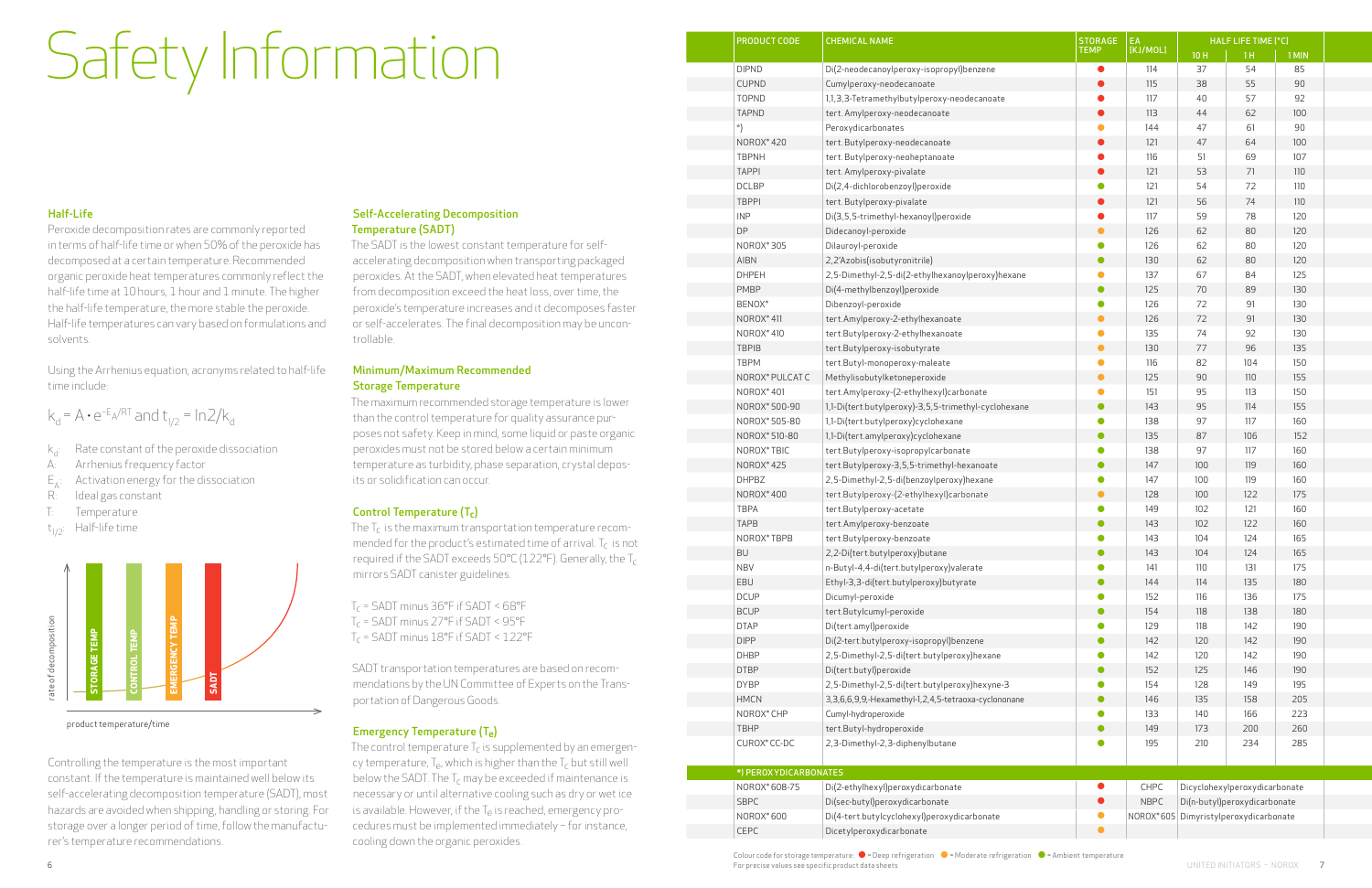# Safety Information

### Half-Life

Peroxide decomposition rates are commonly reported in terms of half-life time or when 50% of the peroxide has decomposed at a certain temperature. Recommended organic peroxide heat temperatures commonly reflect the half-life time at 10 hours, 1 hour and 1 minute. The higher the half-life temperature, the more stable the peroxide. Half-life temperatures can vary based on formulations and solvents.

Using the Arrhenius equation, acronyms related to half-life time include:

$$k_d = A \cdot e^{-E_A/RT} \text{ and } t_{1/2} = \ln 2/k_d$$

- $k_d$: Rate constant of the peroxide dissociation
- A: Arrhenius frequency factor
- $E_A$: Activation energy for the dissociation
- R: Ideal gas constant
- T: Temperature
- $t_{1/2}$: Half-life time

Controlling the temperature is the most important constant. If the temperature is maintained well below its self-accelerating decomposition temperature (SADT), most hazards are avoided when shipping, handling or storing. For storage over a longer period of time, follow the manufacturer's temperature recommendations.

### Self-Accelerating Decomposition Temperature (SADT)

The SADT is the lowest constant temperature for self-accelerating decomposition when transporting packaged peroxides. At the SADT, when elevated heat temperatures from decomposition exceed the heat loss, over time, the peroxide's temperature increases and it decomposes faster or self-accelerates. The final decomposition may be uncontrollable.

### Minimum/Maximum Recommended Storage Temperature

The maximum recommended storage temperature is lower than the control temperature for quality assurance purposes not safety. Keep in mind, some liquid or paste organic peroxides must not be stored below a certain minimum temperature as turbidity, phase separation, crystal deposits or solidification can occur.

### Control Temperature ($T_C$)

The $T_C$ is the maximum transportation temperature recommended for the product's estimated time of arrival. $T_C$ is not required if the SADT exceeds 50°C (122°F). Generally, the $T_C$ mirrors SADT canister guidelines.

$T_C$ = SADT minus 36°F if SADT < 68°F
$T_C$ = SADT minus 27°F if SADT < 95°F
$T_C$ = SADT minus 18°F if SADT < 122°F

SADT transportation temperatures are based on recommendations by the UN Committee of Experts on the Transportation of Dangerous Goods.

### Emergency Temperature ($T_e$)

The control temperature $T_C$ is supplemented by an emergency temperature, $T_e$, which is higher than the $T_C$ but still well below the SADT. The $T_C$ may be exceeded if maintenance is necessary or until alternative cooling such as dry or wet ice is available. However, if the $T_e$ is reached, emergency procedures must be implemented immediately – for instance, cooling down the organic peroxides.

| PRODUCT CODE | CHEMICAL NAME | STORAGE TEMP | EA [KJ/MOL] | HALF LIFE TIME [°C] | | |
|---|---|---|---|---|---|---|
| | | | | 10 H | 1 H | 1 MIN |
| DIPND | Di(2-neodecanoylperoxy-isopropyl)benzene | Deep refrigeration | 114 | 37 | 54 | 85 |
| CUPND | Cumylperoxy-neodecanoate | Deep refrigeration | 115 | 38 | 55 | 90 |
| TOPND | 1,1,3,3-Tetramethylbutylperoxy-neodecanoate | Deep refrigeration | 117 | 40 | 57 | 92 |
| TAPND | tert. Amylperoxy-neodecanoate | Deep refrigeration | 113 | 44 | 62 | 100 |
| *) | Peroxydicarbonates | Moderate refrigeration | 144 | 47 | 61 | 90 |
| NOROX® 420 | tert. Butylperoxy-neodecanoate | Deep refrigeration | 121 | 47 | 64 | 100 |
| TBPNH | tert. Butylperoxy-neoheptanoate | Deep refrigeration | 116 | 51 | 69 | 107 |
| TAPPI | tert. Amylperoxy-pivalate | Deep refrigeration | 121 | 53 | 71 | 110 |
| DCLBP | Di(2,4-dichlorobenzoyl)peroxide | Ambient temperature | 121 | 54 | 72 | 110 |
| TBPPI | tert. Butylperoxy-pivalate | Deep refrigeration | 121 | 56 | 74 | 110 |
| INP | Di(3,5,5-trimethyl-hexanoyl)peroxide | Deep refrigeration | 117 | 59 | 78 | 120 |
| DP | Didecanoyl-peroxide | Moderate refrigeration | 126 | 62 | 80 | 120 |
| NOROX® 305 | Dilauroyl-peroxide | Ambient temperature | 126 | 62 | 80 | 120 |
| AIBN | 2,2'Azobis(isobutyronitrile) | Ambient temperature | 130 | 62 | 80 | 120 |
| DHPEH | 2,5-Dimethyl-2,5-di(2-ethylhexanoylperoxy)hexane | Moderate refrigeration | 137 | 67 | 84 | 125 |
| PMBP | Di(4-methylbenzoyl)peroxide | Ambient temperature | 125 | 70 | 89 | 130 |
| BENOX® | Dibenzoyl-peroxide | Ambient temperature | 126 | 72 | 91 | 130 |
| NOROX® 411 | tert.Amylperoxy-2-ethylhexanoate | Moderate refrigeration | 126 | 72 | 91 | 130 |
| NOROX® 410 | tert.Butylperoxy-2-ethylhexanoate | Moderate refrigeration | 135 | 74 | 92 | 130 |
| TBPIB | tert.Butylperoxy-isobutyrate | Moderate refrigeration | 130 | 77 | 96 | 135 |
| TBPM | tert.Butyl-monoperoxy-maleate | Moderate refrigeration | 116 | 82 | 104 | 150 |
| NOROX® PULCAT C | Methylisobutylketoneperoxide | Moderate refrigeration | 125 | 90 | 110 | 155 |
| NOROX® 401 | tert.Amylperoxy-(2-ethylhexyl)carbonate | Moderate refrigeration | 151 | 95 | 113 | 150 |
| NOROX® 500-90 | 1,1-Di(tert.butylperoxy)-3,5,5-trimethyl-cyclohexane | Ambient temperature | 143 | 95 | 114 | 155 |
| NOROX® 505-80 | 1,1-Di(tert.butylperoxy)cyclohexane | Ambient temperature | 138 | 97 | 117 | 160 |
| NOROX® 510-80 | 1,1-Di(tert.amylperoxy)cyclohexane | Ambient temperature | 135 | 87 | 106 | 152 |
| NOROX® TBIC | tert.Butylperoxy-isopropylcarbonate | Ambient temperature | 138 | 97 | 117 | 160 |
| NOROX® 425 | tert.Butylperoxy-3,5,5-trimethyl-hexanoate | Ambient temperature | 147 | 100 | 119 | 160 |
| DHPBZ | 2,5-Dimethyl-2,5-di(benzoylperoxy)hexane | Ambient temperature | 147 | 100 | 119 | 160 |
| NOROX® 400 | tert.Butylperoxy-(2-ethylhexyl)carbonate | Moderate refrigeration | 128 | 100 | 122 | 175 |
| TBPA | tert.Butylperoxy-acetate | Ambient temperature | 149 | 102 | 121 | 160 |
| TAPB | tert.Amylperoxy-benzoate | Ambient temperature | 143 | 102 | 122 | 160 |
| NOROX® TBPB | tert.Butylperoxy-benzoate | Ambient temperature | 143 | 104 | 124 | 165 |
| BU | 2,2-Di(tert.butylperoxy)butane | Ambient temperature | 143 | 104 | 124 | 165 |
| NBV | n-Butyl-4,4-di(tert.butylperoxy)valerate | Ambient temperature | 141 | 110 | 131 | 175 |
| EBU | Ethyl-3,3-di(tert.butylperoxy)butyrate | Ambient temperature | 144 | 114 | 135 | 180 |
| DCUP | Dicumylperoxide | Ambient temperature | 152 | 116 | 136 | 175 |
| BCUP | tert.Butylcumyl-peroxide | Ambient temperature | 154 | 118 | 138 | 180 |
| DTAP | Di(tert.amyl)peroxide | Ambient temperature | 129 | 118 | 142 | 190 |
| DIPP | Di(2-tert.butylperoxy-isopropyl)benzene | Ambient temperature | 142 | 120 | 142 | 190 |
| DHBP | 2,5-Dimethyl-2,5-di(tert.butylperoxy)hexane | Ambient temperature | 142 | 120 | 142 | 190 |
| DTBP | Di(tert.butyl)peroxide | Ambient temperature | 152 | 125 | 146 | 190 |
| DYBP | 2,5-Dimethyl-2,5-di(tert.butylperoxy)hexyne-3 | Ambient temperature | 154 | 128 | 149 | 195 |
| HMCN | 3,3,6,6,9,9,-Hexamethyl-1,2,4,5-tetraoxa-cyclononane | Ambient temperature | 146 | 135 | 158 | 205 |
| NOROX® CHP | Cumyl-hydroperoxide | Ambient temperature | 133 | 140 | 166 | 223 |
| TBHP | tert.Butyl-hydroperoxide | Ambient temperature | 149 | 173 | 200 | 260 |
| CUROX® CC-DC | 2,3-Dimethyl-2,3-diphenylbutane | Ambient temperature | 195 | 210 | 234 | 285 |

**\*) PEROXYDICARBONATES**

| PRODUCT CODE | CHEMICAL NAME | STORAGE TEMP | PRODUCT CODE | CHEMICAL NAME |
|---|---|---|---|---|
| NOROX® 608-75 | Di(2-ethylhexyl)peroxydicarbonate | Deep refrigeration | CHPC | Dicyclohexylperoxydicarbonate |
| SBPC | Di(sec-butyl)peroxydicarbonate | Deep refrigeration | NBPC | Di(n-butyl)peroxydicarbonate |
| NOROX® 600 | Di(4-tert.butylcyclohexyl)peroxydicarbonate | Moderate refrigeration | NOROX® 605 | Dimyristylperoxydicarbonate |
| CEPC | Dicetylperoxydicarbonate | Moderate refrigeration | | |

Colour code for storage temperature: ● = Deep refrigeration ● = Moderate refrigeration ● = Ambient temperature
For precise values see specific product data sheets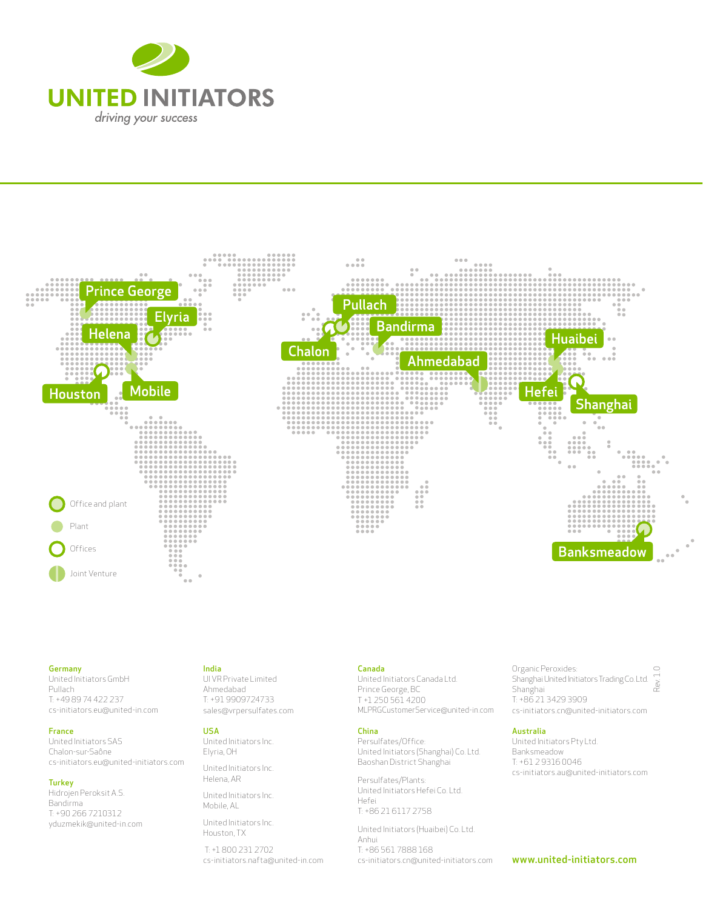UNITED INITIATORS

*driving your success*

Prince George

Elyria

Helena

Houston

Mobile

Pullach

Bandirma

Chalon

Ahmedabad

Huaibei

Hefei

Shanghai

Banksmeadow

Office and plant

Plant

Offices

Joint Venture

**Germany**
United Initiators GmbH
Pullach
T: +49 89 74 422 237
cs-initiators.eu@united-in.com

**France**
United Initiators SAS
Chalon-sur-Saône
cs-initiators.eu@united-initiators.com

**Turkey**
Hidrojen Peroksit A.S.
Bandirma
T: +90 266 7210312
yduzmekik@united-in.com

**India**
UI VR Private Limited
Ahmedabad
T: +91 9909724733
sales@vrpersulfates.com

**USA**
United Initiators Inc.
Elyria, OH

United Initiators Inc.
Helena, AR

United Initiators Inc.
Mobile, AL

United Initiators Inc.
Houston, TX

T: +1 800 231 2702
cs-initiators.nafta@united-in.com

**Canada**
United Initiators Canada Ltd.
Prince George, BC
T +1 250 561 4200
MLPRGCustomerService@united-in.com

**China**
Persulfates/Office:
United Initiators (Shanghai) Co. Ltd.
Baoshan District Shanghai

Persulfates/Plants:
United Initiators Hefei Co. Ltd.
Hefei
T: +86 21 6117 2758

United Initiators (Huaibei) Co. Ltd.
Anhui
T: +86 561 7888 168
cs-initiators.cn@united-initiators.com

Organic Peroxides:
Shanghai United Initiators Trading Co. Ltd.
Shanghai
T: +86 21 3429 3909
cs-initiators.cn@united-initiators.com

**Australia**
United Initiators Pty Ltd.
Banksmeadow
T: +61 2 9316 0046
cs-initiators.au@united-initiators.com

Rev. 1.0

www.united-initiators.com